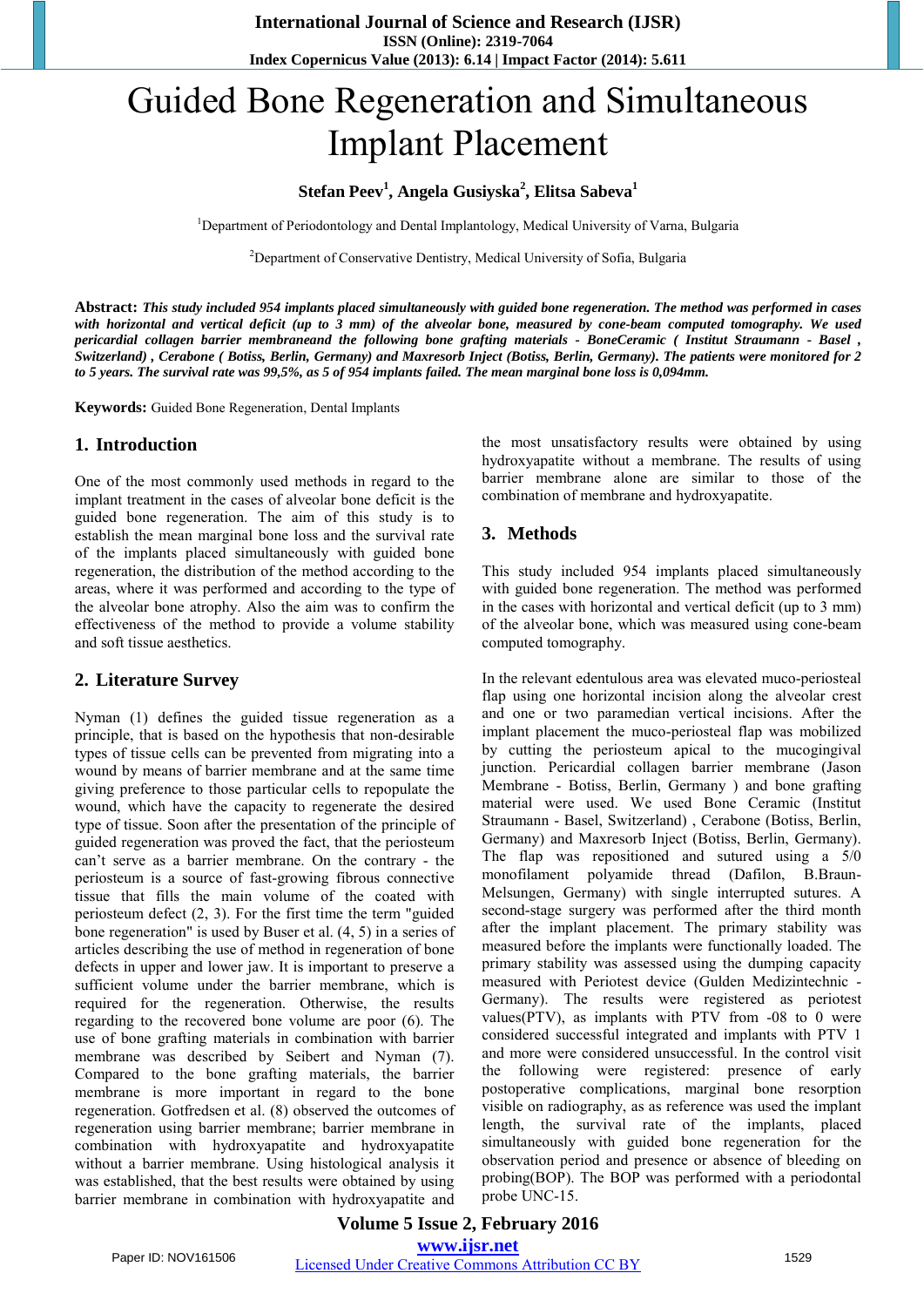# Guided Bone Regeneration and Simultaneous Implant Placement

**Stefan Peev[1], Angela Gusiyska[2], Elitsa Sabeva[1]**

[1]Department of Periodontology and Dental Implantology, Medical University of Varna, Bulgaria

[2]Department of Conservative Dentistry, Medical University of Sofia, Bulgaria

**Abstract:** ***This study included 954 implants placed simultaneously with guided bone regeneration. The method was performed in cases with horizontal and vertical deficit (up to 3 mm) of the alveolar bone, measured by cone-beam computed tomography. We used pericardial collagen barrier membraneand the following bone grafting materials - BoneCeramic ( Institut Straumann - Basel , Switzerland) , Cerabone ( Botiss, Berlin, Germany) and Maxresorb Inject (Botiss, Berlin, Germany). The patients were monitored for 2 to 5 years. The survival rate was 99,5%, as 5 of 954 implants failed. The mean marginal bone loss is 0,094mm.***

**Keywords:** Guided Bone Regeneration, Dental Implants

## 1. Introduction

One of the most commonly used methods in regard to the implant treatment in the cases of alveolar bone deficit is the guided bone regeneration. The aim of this study is to establish the mean marginal bone loss and the survival rate of the implants placed simultaneously with guided bone regeneration, the distribution of the method according to the areas, where it was performed and according to the type of the alveolar bone atrophy. Also the aim was to confirm the effectiveness of the method to provide a volume stability and soft tissue aesthetics.

## 2. Literature Survey

Nyman (1) defines the guided tissue regeneration as a principle, that is based on the hypothesis that non-desirable types of tissue cells can be prevented from migrating into a wound by means of barrier membrane and at the same time giving preference to those particular cells to repopulate the wound, which have the capacity to regenerate the desired type of tissue. Soon after the presentation of the principle of guided regeneration was proved the fact, that the periosteum can't serve as a barrier membrane. On the contrary - the periosteum is a source of fast-growing fibrous connective tissue that fills the main volume of the coated with periosteum defect (2, 3). For the first time the term "guided bone regeneration" is used by Buser et al. (4, 5) in a series of articles describing the use of method in regeneration of bone defects in upper and lower jaw. It is important to preserve a sufficient volume under the barrier membrane, which is required for the regeneration. Otherwise, the results regarding to the recovered bone volume are poor (6). The use of bone grafting materials in combination with barrier membrane was described by Seibert and Nyman (7). Compared to the bone grafting materials, the barrier membrane is more important in regard to the bone regeneration. Gotfredsen et al. (8) observed the outcomes of regeneration using barrier membrane; barrier membrane in combination with hydroxyapatite and hydroxyapatite without a barrier membrane. Using histological analysis it was established, that the best results were obtained by using barrier membrane in combination with hydroxyapatite and the most unsatisfactory results were obtained by using hydroxyapatite without a membrane. The results of using barrier membrane alone are similar to those of the combination of membrane and hydroxyapatite.

## 3. Methods

This study included 954 implants placed simultaneously with guided bone regeneration. The method was performed in the cases with horizontal and vertical deficit (up to 3 mm) of the alveolar bone, which was measured using cone-beam computed tomography.

In the relevant edentulous area was elevated muco-periosteal flap using one horizontal incision along the alveolar crest and one or two paramedian vertical incisions. After the implant placement the muco-periosteal flap was mobilized by cutting the periosteum apical to the mucogingival junction. Pericardial collagen barrier membrane (Jason Membrane - Botiss, Berlin, Germany ) and bone grafting material were used. We used Bone Ceramic (Institut Straumann - Basel, Switzerland) , Cerabone (Botiss, Berlin, Germany) and Maxresorb Inject (Botiss, Berlin, Germany). The flap was repositioned and sutured using a 5/0 monofilament polyamide thread (Dafilon, B.Braun-Melsungen, Germany) with single interrupted sutures. A second-stage surgery was performed after the third month after the implant placement. The primary stability was measured before the implants were functionally loaded. The primary stability was assessed using the dumping capacity measured with Periotest device (Gulden Medizintechnic - Germany). The results were registered as periotest values(PTV), as implants with PTV from -08 to 0 were considered successful integrated and implants with PTV 1 and more were considered unsuccessful. In the control visit the following were registered: presence of early postoperative complications, marginal bone resorption visible on radiography, as as reference was used the implant length, the survival rate of the implants, placed simultaneously with guided bone regeneration for the observation period and presence or absence of bleeding on probing(BOP). The BOP was performed with a periodontal probe UNC-15.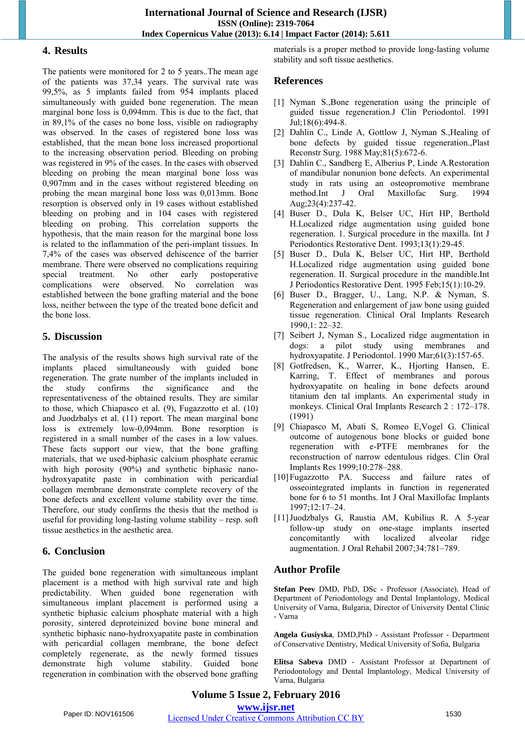## 4. Results

The patients were monitored for 2 to 5 years..The mean age of the patients was 37,34 years. The survival rate was 99,5%, as 5 implants failed from 954 implants placed simultaneously with guided bone regeneration. The mean marginal bone loss was 0,094mm. This is due to the fact, that in 89,1% of the cases no bone loss, visible on radiography was observed. In the cases of registered bone loss was established, that the mean bone loss increased proportional to the increasing observation period. Bleeding on probing was registered in 9% of the cases. In the cases with observed bleeding on probing the mean marginal bone loss was 0,907mm and in the cases without registered bleeding on probing the mean marginal bone loss was 0,013mm. Bone resorption is observed only in 19 cases without established bleeding on probing and in 104 cases with registered bleeding on probing. This correlation supports the hypothesis, that the main reason for the marginal bone loss is related to the inflammation of the peri-implant tissues. In 7,4% of the cases was observed dehiscence of the barrier membrane. There were observed no complications requiring special treatment. No other early postoperative complications were observed. No correlation was established between the bone grafting material and the bone loss, neither between the type of the treated bone deficit and the bone loss.

## 5. Discussion

The analysis of the results shows high survival rate of the implants placed simultaneously with guided bone regeneration. The grate number of the implants included in the study confirms the significance and the representativeness of the obtained results. They are similar to those, which Chiapasco et al. (9), Fugazzotto et al. (10) and Juodzbalys et al. (11) report. The mean marginal bone loss is extremely low-0,094mm. Bone resorption is registered in a small number of the cases in a low values. These facts support our view, that the bone grafting materials, that we used-biphasic calcium phosphate ceramic with high porosity (90%) and synthetic biphasic nano-hydroxyapatite paste in combination with pericardial collagen membrane demonstrate complete recovery of the bone defects and excellent volume stability over the time. Therefore, our study confirms the thesis that the method is useful for providing long-lasting volume stability – resp. soft tissue aesthetics in the aesthetic area.

## 6. Conclusion

The guided bone regeneration with simultaneous implant placement is a method with high survival rate and high predictability. When guided bone regeneration with simultaneous implant placement is performed using a synthetic biphasic calcium phosphate material with a high porosity, sintered deproteinized bovine bone mineral and synthetic biphasic nano-hydroxyapatite paste in combination with pericardial collagen membrane, the bone defect completely regenerate, as the newly formed tissues demonstrate high volume stability. Guided bone regeneration in combination with the observed bone grafting materials is a proper method to provide long-lasting volume stability and soft tissue aesthetics.

## References

[1] Nyman S.,Bone regeneration using the principle of guided tissue regeneration.J Clin Periodontol. 1991 Jul;18(6):494-8.

[2] Dahlin C., Linde A, Gottlow J, Nyman S.,Healing of bone defects by guided tissue regeneration.,Plast Reconstr Surg. 1988 May;81(5):672-6.

[3] Dahlin C., Sandberg E, Alberius P, Linde A.Restoration of mandibular nonunion bone defects. An experimental study in rats using an osteopromotive membrane method.Int J Oral Maxillofac Surg. 1994 Aug;23(4):237-42.

[4] Buser D., Dula K, Belser UC, Hirt HP, Berthold H.Localized ridge augmentation using guided bone regeneration. 1. Surgical procedure in the maxilla. Int J Periodontics Restorative Dent. 1993;13(1):29-45.

[5] Buser D., Dula K, Belser UC, Hirt HP, Berthold H.Localized ridge augmentation using guided bone regeneration. II. Surgical procedure in the mandible.Int J Periodontics Restorative Dent. 1995 Feb;15(1):10-29.

[6] Buser D., Bragger, U., Lang, N.P. & Nyman, S. Regeneration and enlargement of jaw bone using guided tissue regeneration. Clinical Oral Implants Research 1990,1: 22–32.

[7] Seibert J, Nyman S., Localized ridge augmentation in dogs: a pilot study using membranes and hydroxyapatite. J Periodontol. 1990 Mar;61(3):157-65.

[8] Gotfredsen, K., Warrer, K., Hjorting Hansen, E. Karring, T. Effect of membranes and porous hydroxyapatite on healing in bone defects around titanium den tal implants. An experimental study in monkeys. Clinical Oral Implants Research 2 : 172–178. (1991)

[9] Chiapasco M, Abati S, Romeo E,Vogel G. Clinical outcome of autogenous bone blocks or guided bone regeneration with e-PTFE membranes for the reconstruction of narrow edentulous ridges. Clin Oral Implants Res 1999;10:278–288.

[10] Fugazzotto PA. Success and failure rates of osseointegrated implants in function in regenerated bone for 6 to 51 months. Int J Oral Maxillofac Implants 1997;12:17–24.

[11] Juodzbalys G, Rustia AM, Kubilius R. A 5-year follow-up study on one-stage implants inserted concomitantly with localized alveolar ridge augmentation. J Oral Rehabil 2007;34:781–789.

## Author Profile

**Stefan Peev** DMD, PhD, DSc - Professor (Associate), Head of Department of Periodontology and Dental Implantology, Medical University of Varna, Bulgaria, Director of University Dental Clinic - Varna

**Angela Gusiyska**, DMD,PhD - Assistant Professor - Department of Conservative Dentistry, Medical University of Sofia, Bulgaria

**Elitsa Sabeva** DMD - Assistant Professor at Department of Periodontology and Dental Implantology, Medical University of Varna, Bulgaria